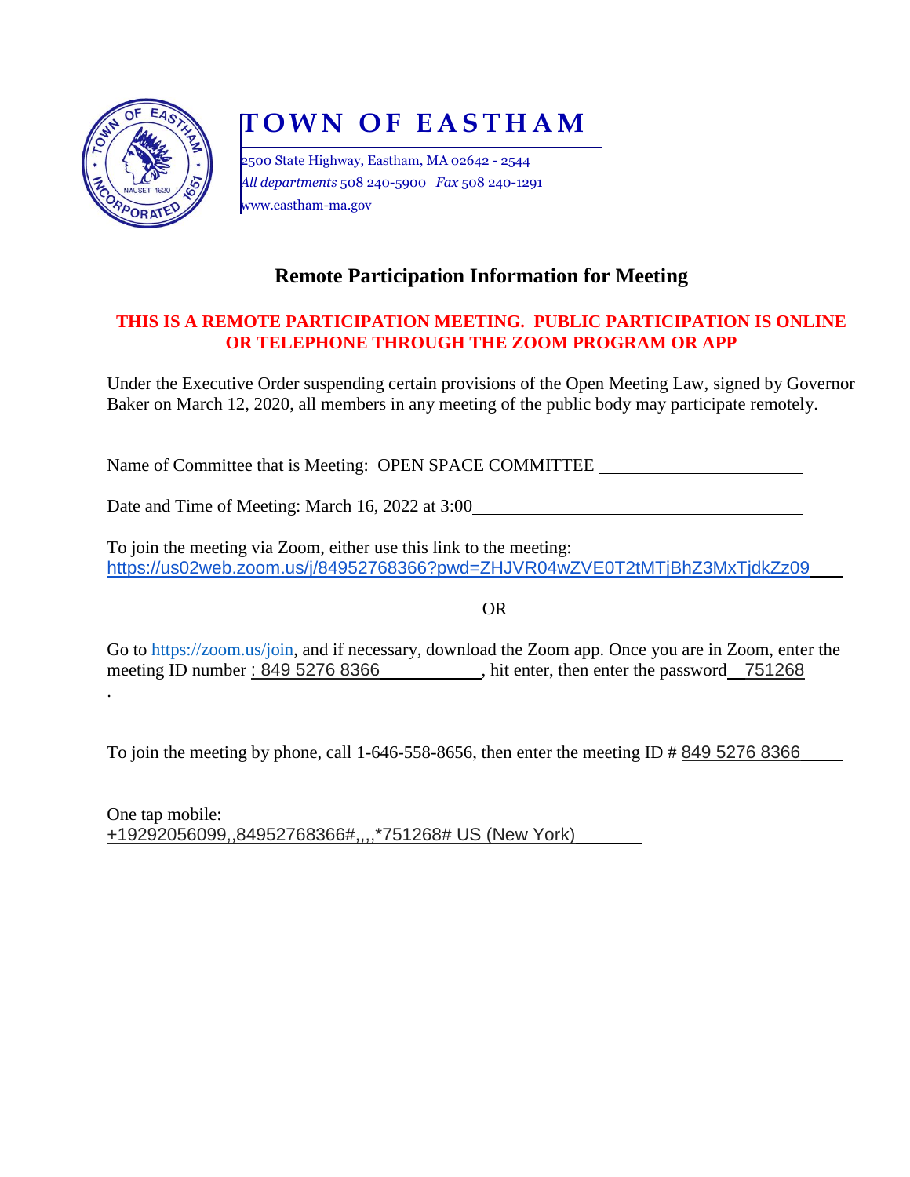# TOWN OF EASTHAM

2500 State Highway, Eastham, MA 02642 - 2544
*All departments* 508 240-5900 *Fax* 508 240-1291
www.eastham-ma.gov

## Remote Participation Information for Meeting

**THIS IS A REMOTE PARTICIPATION MEETING. PUBLIC PARTICIPATION IS ONLINE OR TELEPHONE THROUGH THE ZOOM PROGRAM OR APP**

Under the Executive Order suspending certain provisions of the Open Meeting Law, signed by Governor Baker on March 12, 2020, all members in any meeting of the public body may participate remotely.

Name of Committee that is Meeting: OPEN SPACE COMMITTEE

Date and Time of Meeting: March 16, 2022 at 3:00

To join the meeting via Zoom, either use this link to the meeting:
https://us02web.zoom.us/j/84952768366?pwd=ZHJVR04wZVE0T2tMTjBhZ3MxTjdkZz09

OR

Go to https://zoom.us/join, and if necessary, download the Zoom app. Once you are in Zoom, enter the meeting ID number : 849 5276 8366, hit enter, then enter the password 751268

.

To join the meeting by phone, call 1-646-558-8656, then enter the meeting ID # 849 5276 8366

One tap mobile:
+19292056099,,84952768366#,,,,*751268# US (New York)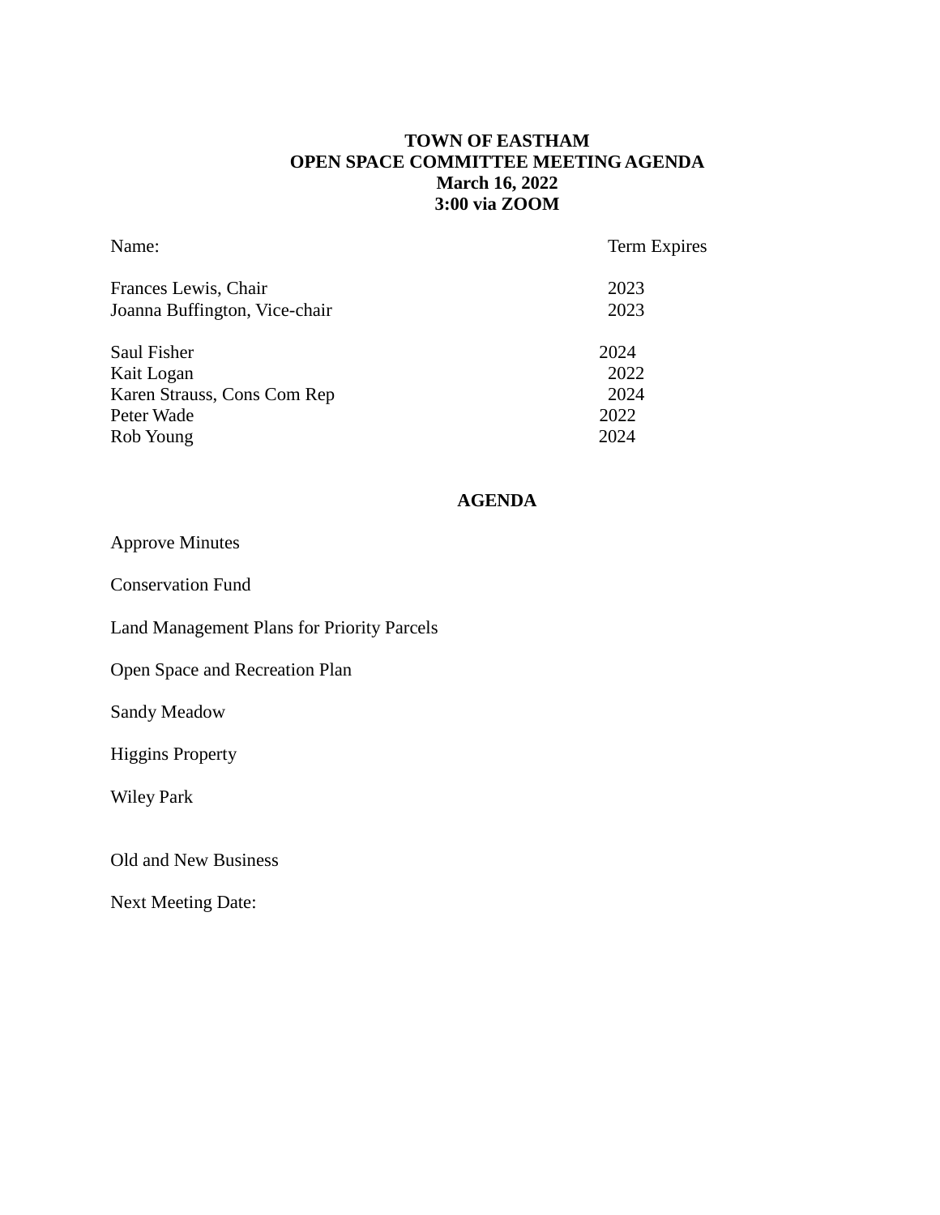**TOWN OF EASTHAM**
**OPEN SPACE COMMITTEE MEETING AGENDA**
**March 16, 2022**
**3:00 via ZOOM**

| Name: | Term Expires |
|---|---|
| Frances Lewis, Chair | 2023 |
| Joanna Buffington, Vice-chair | 2023 |
| Saul Fisher | 2024 |
| Kait Logan | 2022 |
| Karen Strauss, Cons Com Rep | 2024 |
| Peter Wade | 2022 |
| Rob Young | 2024 |

## AGENDA

Approve Minutes

Conservation Fund

Land Management Plans for Priority Parcels

Open Space and Recreation Plan

Sandy Meadow

Higgins Property

Wiley Park

Old and New Business

Next Meeting Date: